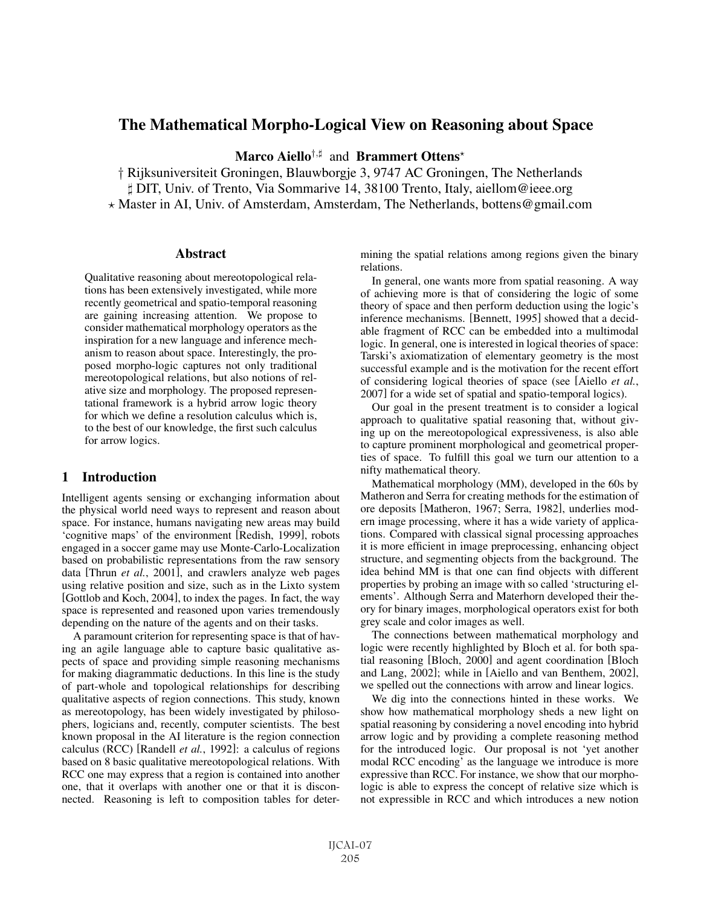# The Mathematical Morpho-Logical View on Reasoning about Space

**Marco Aiello**[†,♯] and **Brammert Ottens**[⋆]

† Rijksuniversiteit Groningen, Blauwborgje 3, 9747 AC Groningen, The Netherlands
♯ DIT, Univ. of Trento, Via Sommarive 14, 38100 Trento, Italy, aiellom@ieee.org
⋆ Master in AI, Univ. of Amsterdam, Amsterdam, The Netherlands, bottens@gmail.com

## Abstract

Qualitative reasoning about mereotopological relations has been extensively investigated, while more recently geometrical and spatio-temporal reasoning are gaining increasing attention. We propose to consider mathematical morphology operators as the inspiration for a new language and inference mechanism to reason about space. Interestingly, the proposed morpho-logic captures not only traditional mereotopological relations, but also notions of relative size and morphology. The proposed representational framework is a hybrid arrow logic theory for which we define a resolution calculus which is, to the best of our knowledge, the first such calculus for arrow logics.

## 1 Introduction

Intelligent agents sensing or exchanging information about the physical world need ways to represent and reason about space. For instance, humans navigating new areas may build 'cognitive maps' of the environment [Redish, 1999], robots engaged in a soccer game may use Monte-Carlo-Localization based on probabilistic representations from the raw sensory data [Thrun *et al.*, 2001], and crawlers analyze web pages using relative position and size, such as in the Lixto system [Gottlob and Koch, 2004], to index the pages. In fact, the way space is represented and reasoned upon varies tremendously depending on the nature of the agents and on their tasks.

A paramount criterion for representing space is that of having an agile language able to capture basic qualitative aspects of space and providing simple reasoning mechanisms for making diagrammatic deductions. In this line is the study of part-whole and topological relationships for describing qualitative aspects of region connections. This study, known as mereotopology, has been widely investigated by philosophers, logicians and, recently, computer scientists. The best known proposal in the AI literature is the region connection calculus (RCC) [Randell *et al.*, 1992]: a calculus of regions based on 8 basic qualitative mereotopological relations. With RCC one may express that a region is contained into another one, that it overlaps with another one or that it is disconnected. Reasoning is left to composition tables for determining the spatial relations among regions given the binary relations.

In general, one wants more from spatial reasoning. A way of achieving more is that of considering the logic of some theory of space and then perform deduction using the logic's inference mechanisms. [Bennett, 1995] showed that a decidable fragment of RCC can be embedded into a multimodal logic. In general, one is interested in logical theories of space: Tarski's axiomatization of elementary geometry is the most successful example and is the motivation for the recent effort of considering logical theories of space (see [Aiello *et al.*, 2007] for a wide set of spatial and spatio-temporal logics).

Our goal in the present treatment is to consider a logical approach to qualitative spatial reasoning that, without giving up on the mereotopological expressiveness, is also able to capture prominent morphological and geometrical properties of space. To fulfill this goal we turn our attention to a nifty mathematical theory.

Mathematical morphology (MM), developed in the 60s by Matheron and Serra for creating methods for the estimation of ore deposits [Matheron, 1967; Serra, 1982], underlies modern image processing, where it has a wide variety of applications. Compared with classical signal processing approaches it is more efficient in image preprocessing, enhancing object structure, and segmenting objects from the background. The idea behind MM is that one can find objects with different properties by probing an image with so called 'structuring elements'. Although Serra and Materhorn developed their theory for binary images, morphological operators exist for both grey scale and color images as well.

The connections between mathematical morphology and logic were recently highlighted by Bloch et al. for both spatial reasoning [Bloch, 2000] and agent coordination [Bloch and Lang, 2002]; while in [Aiello and van Benthem, 2002], we spelled out the connections with arrow and linear logics.

We dig into the connections hinted in these works. We show how mathematical morphology sheds a new light on spatial reasoning by considering a novel encoding into hybrid arrow logic and by providing a complete reasoning method for the introduced logic. Our proposal is not 'yet another modal RCC encoding' as the language we introduce is more expressive than RCC. For instance, we show that our morpho-logic is able to express the concept of relative size which is not expressible in RCC and which introduces a new notion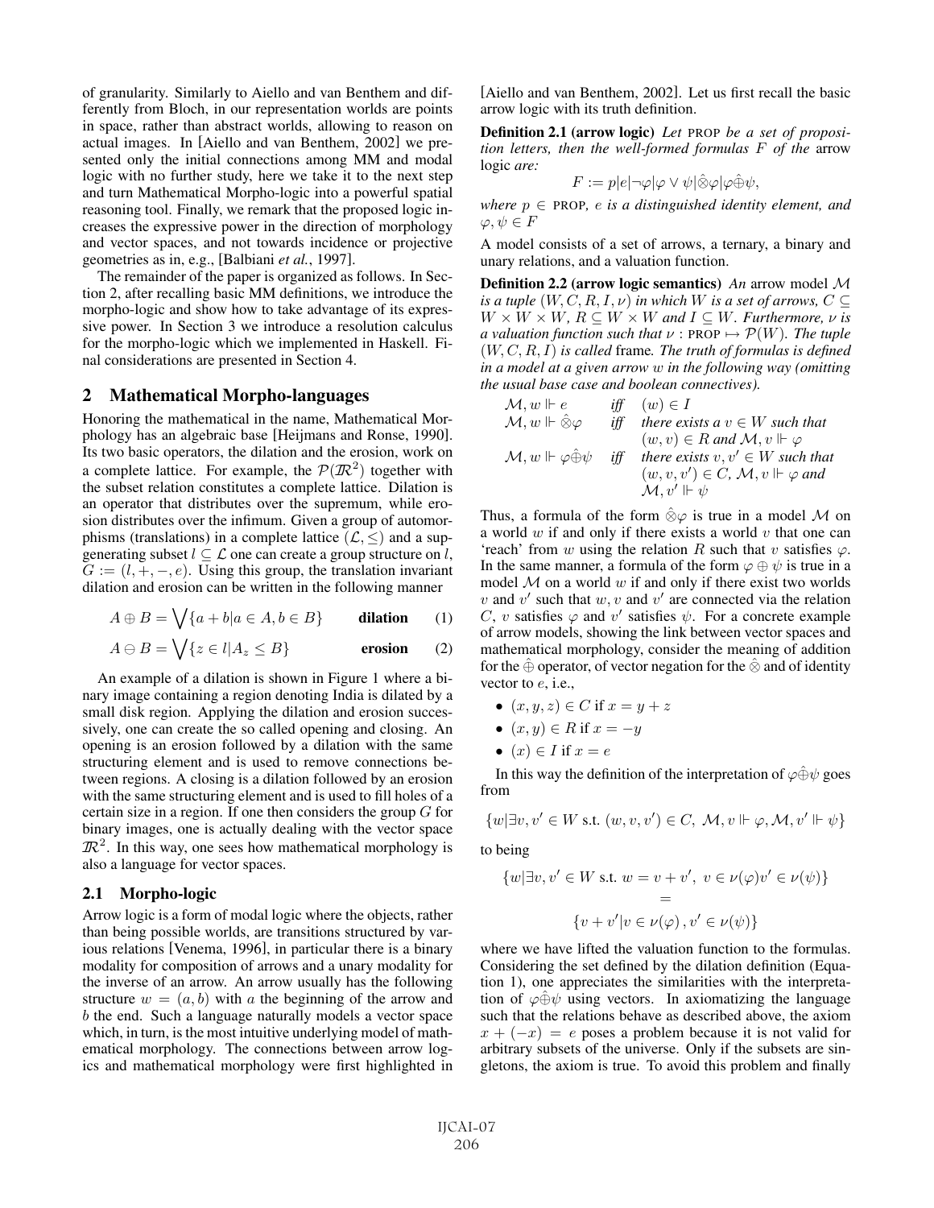of granularity. Similarly to Aiello and van Benthem and differently from Bloch, in our representation worlds are points in space, rather than abstract worlds, allowing to reason on actual images. In [Aiello and van Benthem, 2002] we presented only the initial connections among MM and modal logic with no further study, here we take it to the next step and turn Mathematical Morpho-logic into a powerful spatial reasoning tool. Finally, we remark that the proposed logic increases the expressive power in the direction of morphology and vector spaces, and not towards incidence or projective geometries as in, e.g., [Balbiani *et al.*, 1997].

The remainder of the paper is organized as follows. In Section 2, after recalling basic MM definitions, we introduce the morpho-logic and show how to take advantage of its expressive power. In Section 3 we introduce a resolution calculus for the morpho-logic which we implemented in Haskell. Final considerations are presented in Section 4.

## 2 Mathematical Morpho-languages

Honoring the mathematical in the name, Mathematical Morphology has an algebraic base [Heijmans and Ronse, 1990]. Its two basic operators, the dilation and the erosion, work on a complete lattice. For example, the $\mathcal{P}(\mathbb{R}^2)$ together with the subset relation constitutes a complete lattice. Dilation is an operator that distributes over the supremum, while erosion distributes over the infimum. Given a group of automorphisms (translations) in a complete lattice $(\mathcal{L}, \leq)$ and a sup-generating subset $l \subseteq \mathcal{L}$ one can create a group structure on $l$, $G := (l, +, -, e)$. Using this group, the translation invariant dilation and erosion can be written in the following manner

$$A \oplus B = \bigvee\{a + b | a \in A, b \in B\} \qquad \textbf{dilation} \qquad (1)$$

$$A \ominus B = \bigvee\{z \in l | A_z \leq B\} \qquad \textbf{erosion} \qquad (2)$$

An example of a dilation is shown in Figure 1 where a binary image containing a region denoting India is dilated by a small disk region. Applying the dilation and erosion successively, one can create the so called opening and closing. An opening is an erosion followed by a dilation with the same structuring element and is used to remove connections between regions. A closing is a dilation followed by an erosion with the same structuring element and is used to fill holes of a certain size in a region. If one then considers the group $G$ for binary images, one is actually dealing with the vector space $\mathbb{R}^2$. In this way, one sees how mathematical morphology is also a language for vector spaces.

### 2.1 Morpho-logic

Arrow logic is a form of modal logic where the objects, rather than being possible worlds, are transitions structured by various relations [Venema, 1996], in particular there is a binary modality for composition of arrows and a unary modality for the inverse of an arrow. An arrow usually has the following structure $w = (a, b)$ with $a$ the beginning of the arrow and $b$ the end. Such a language naturally models a vector space which, in turn, is the most intuitive underlying model of mathematical morphology. The connections between arrow logics and mathematical morphology were first highlighted in [Aiello and van Benthem, 2002]. Let us first recall the basic arrow logic with its truth definition.

**Definition 2.1 (arrow logic)** *Let* PROP *be a set of proposition letters, then the well-formed formulas $F$ of the* arrow logic *are:*

$$F := p | e | \neg\varphi | \varphi \vee \psi | \hat{\otimes}\varphi | \varphi \hat{\oplus} \psi,$$

*where $p \in$* PROP*, $e$ is a distinguished identity element, and $\varphi, \psi \in F$*

A model consists of a set of arrows, a ternary, a binary and unary relations, and a valuation function.

**Definition 2.2 (arrow logic semantics)** *An* arrow model $\mathcal{M}$ *is a tuple $(W, C, R, I, \nu)$ in which $W$ is a set of arrows, $C \subseteq W \times W \times W$, $R \subseteq W \times W$ and $I \subseteq W$. Furthermore, $\nu$ is a valuation function such that $\nu$ :* PROP $\mapsto \mathcal{P}(W)$*. The tuple $(W, C, R, I)$ is called* frame*. The truth of formulas is defined in a model at a given arrow $w$ in the following way (omitting the usual base case and boolean connectives).*

$\mathcal{M}, w \Vdash e$ *iff* $(w) \in I$

$\mathcal{M}, w \Vdash \hat{\otimes}\varphi$ *iff* *there exists a $v \in W$ such that $(w, v) \in R$ and $\mathcal{M}, v \Vdash \varphi$*

$\mathcal{M}, w \Vdash \varphi \hat{\oplus} \psi$ *iff* *there exists $v, v' \in W$ such that $(w, v, v') \in C$, $\mathcal{M}, v \Vdash \varphi$ and $\mathcal{M}, v' \Vdash \psi$*

Thus, a formula of the form $\hat{\otimes}\varphi$ is true in a model $\mathcal{M}$ on a world $w$ if and only if there exists a world $v$ that one can 'reach' from $w$ using the relation $R$ such that $v$ satisfies $\varphi$. In the same manner, a formula of the form $\varphi \oplus \psi$ is true in a model $\mathcal{M}$ on a world $w$ if and only if there exist two worlds $v$ and $v'$ such that $w, v$ and $v'$ are connected via the relation $C$, $v$ satisfies $\varphi$ and $v'$ satisfies $\psi$. For a concrete example of arrow models, showing the link between vector spaces and mathematical morphology, consider the meaning of addition for the $\hat{\oplus}$ operator, of vector negation for the $\hat{\otimes}$ and of identity vector to $e$, i.e.,

- $(x, y, z) \in C$ if $x = y + z$
- $(x, y) \in R$ if $x = -y$
- $(x) \in I$ if $x = e$

In this way the definition of the interpretation of $\varphi \hat{\oplus} \psi$ goes from

$$\{w | \exists v, v' \in W \text{ s.t. } (w, v, v') \in C,\ \mathcal{M}, v \Vdash \varphi, \mathcal{M}, v' \Vdash \psi\}$$

to being

$$\{w | \exists v, v' \in W \text{ s.t. } w = v + v',\ v \in \nu(\varphi) v' \in \nu(\psi)\}$$
$$=$$
$$\{v + v' | v \in \nu(\varphi), v' \in \nu(\psi)\}$$

where we have lifted the valuation function to the formulas. Considering the set defined by the dilation definition (Equation 1), one appreciates the similarities with the interpretation of $\varphi \hat{\oplus} \psi$ using vectors. In axiomatizing the language such that the relations behave as described above, the axiom $x + (-x) = e$ poses a problem because it is not valid for arbitrary subsets of the universe. Only if the subsets are singletons, the axiom is true. To avoid this problem and finally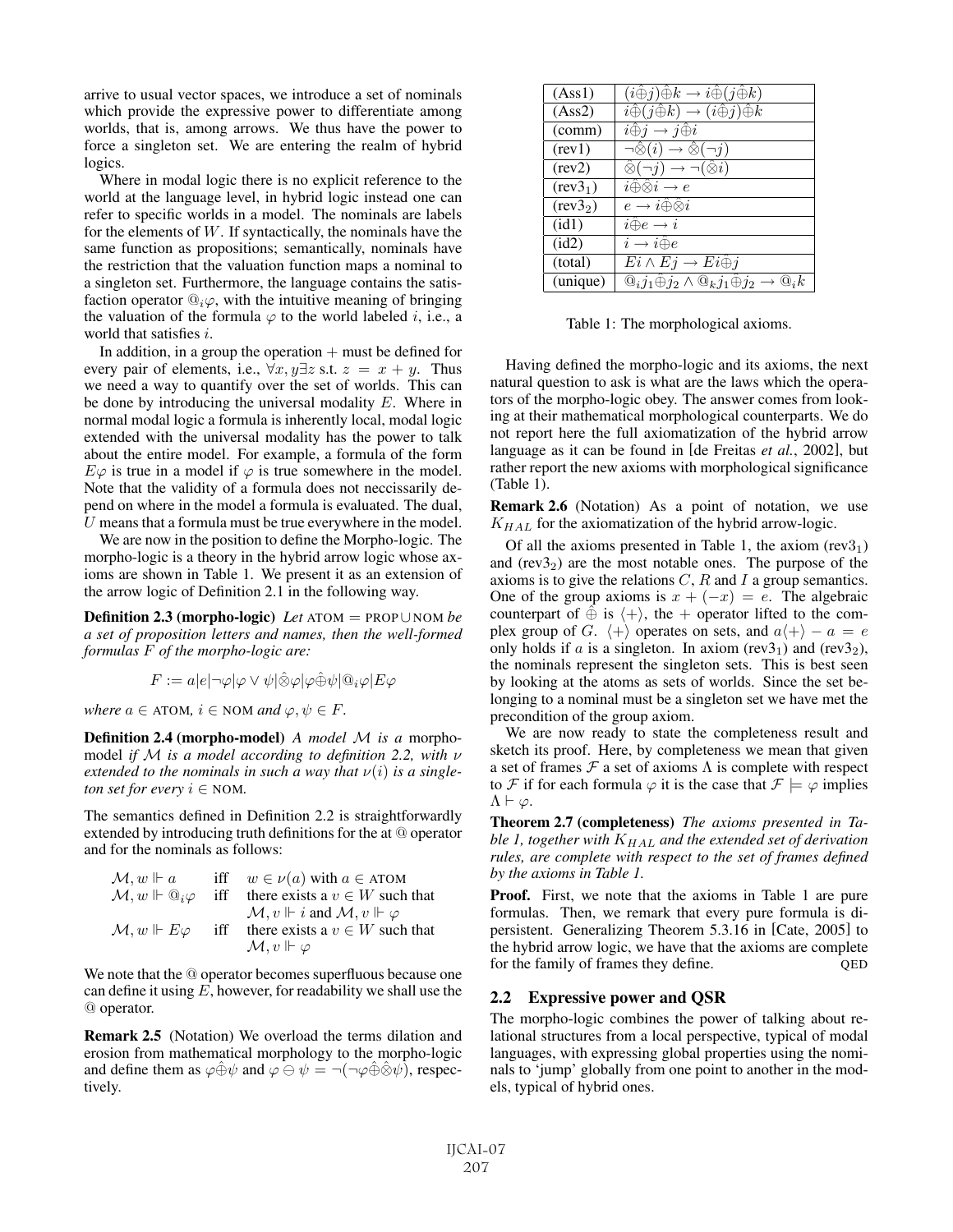arrive to usual vector spaces, we introduce a set of nominals which provide the expressive power to differentiate among worlds, that is, among arrows. We thus have the power to force a singleton set. We are entering the realm of hybrid logics.

Where in modal logic there is no explicit reference to the world at the language level, in hybrid logic instead one can refer to specific worlds in a model. The nominals are labels for the elements of $W$. If syntactically, the nominals have the same function as propositions; semantically, nominals have the restriction that the valuation function maps a nominal to a singleton set. Furthermore, the language contains the satisfaction operator $@_i\varphi$, with the intuitive meaning of bringing the valuation of the formula $\varphi$ to the world labeled $i$, i.e., a world that satisfies $i$.

In addition, in a group the operation $+$ must be defined for every pair of elements, i.e., $\forall x, y \exists z$ s.t. $z = x + y$. Thus we need a way to quantify over the set of worlds. This can be done by introducing the universal modality $E$. Where in normal modal logic a formula is inherently local, modal logic extended with the universal modality has the power to talk about the entire model. For example, a formula of the form $E\varphi$ is true in a model if $\varphi$ is true somewhere in the model. Note that the validity of a formula does not neccissarily depend on where in the model a formula is evaluated. The dual, $U$ means that a formula must be true everywhere in the model.

We are now in the position to define the Morpho-logic. The morpho-logic is a theory in the hybrid arrow logic whose axioms are shown in Table 1. We present it as an extension of the arrow logic of Definition 2.1 in the following way.

**Definition 2.3 (morpho-logic)** *Let* ATOM = PROP∪NOM *be a set of proposition letters and names, then the well-formed formulas $F$ of the morpho-logic are:*

$$F := a | e | \neg\varphi | \varphi \vee \psi | \hat{\otimes}\varphi | \varphi \hat{\oplus} \psi | @_i\varphi | E\varphi$$

*where $a \in$ ATOM, $i \in$ NOM and $\varphi, \psi \in F$.*

**Definition 2.4 (morpho-model)** *A model $\mathcal{M}$ is a* morpho-model *if $\mathcal{M}$ is a model according to definition 2.2, with $\nu$ extended to the nominals in such a way that $\nu(i)$ is a singleton set for every $i \in$ NOM.*

The semantics defined in Definition 2.2 is straightforwardly extended by introducing truth definitions for the at @ operator and for the nominals as follows:

| | | |
|---|---|---|
| $\mathcal{M}, w \Vdash a$ | iff | $w \in \nu(a)$ with $a \in$ ATOM |
| $\mathcal{M}, w \Vdash @_i\varphi$ | iff | there exists a $v \in W$ such that $\mathcal{M}, v \Vdash i$ and $\mathcal{M}, v \Vdash \varphi$ |
| $\mathcal{M}, w \Vdash E\varphi$ | iff | there exists a $v \in W$ such that $\mathcal{M}, v \Vdash \varphi$ |

We note that the @ operator becomes superfluous because one can define it using $E$, however, for readability we shall use the @ operator.

**Remark 2.5** (Notation) We overload the terms dilation and erosion from mathematical morphology to the morpho-logic and define them as $\varphi \hat{\oplus} \psi$ and $\varphi \ominus \psi = \neg(\neg\varphi \hat{\oplus} \hat{\otimes}\psi)$, respectively.

| | |
|---|---|
| (Ass1) | $(i\hat{\oplus}j)\hat{\oplus}k \rightarrow i\hat{\oplus}(j\hat{\oplus}k)$ |
| (Ass2) | $i\hat{\oplus}(j\hat{\oplus}k) \rightarrow (i\hat{\oplus}j)\hat{\oplus}k$ |
| (comm) | $i\hat{\oplus}j \rightarrow j\hat{\oplus}i$ |
| (rev1) | $\neg\hat{\otimes}(i) \rightarrow \hat{\otimes}(\neg j)$ |
| (rev2) | $\otimes(\neg j) \rightarrow \neg(\hat{\otimes}i)$ |
| (rev3$_1$) | $i\hat{\oplus}\hat{\otimes}i \rightarrow e$ |
| (rev3$_2$) | $e \rightarrow i\hat{\oplus}\hat{\otimes}i$ |
| (id1) | $i\hat{\oplus}e \rightarrow i$ |
| (id2) | $i \rightarrow i\hat{\oplus}e$ |
| (total) | $Ei \wedge Ej \rightarrow Ei\hat{\oplus}j$ |
| (unique) | $@_ij_1\hat{\oplus}j_2 \wedge @_kj_1\hat{\oplus}j_2 \rightarrow @_ik$ |

Table 1: The morphological axioms.

Having defined the morpho-logic and its axioms, the next natural question to ask is what are the laws which the operators of the morpho-logic obey. The answer comes from looking at their mathematical morphological counterparts. We do not report here the full axiomatization of the hybrid arrow language as it can be found in [de Freitas *et al.*, 2002], but rather report the new axioms with morphological significance (Table 1).

**Remark 2.6** (Notation) As a point of notation, we use $K_{HAL}$ for the axiomatization of the hybrid arrow-logic.

Of all the axioms presented in Table 1, the axiom (rev3$_1$) and (rev3$_2$) are the most notable ones. The purpose of the axioms is to give the relations $C$, $R$ and $I$ a group semantics. One of the group axioms is $x + (-x) = e$. The algebraic counterpart of $\hat{\oplus}$ is $\langle + \rangle$, the $+$ operator lifted to the complex group of $G$. $\langle + \rangle$ operates on sets, and $a\langle + \rangle - a = e$ only holds if $a$ is a singleton. In axiom (rev3$_1$) and (rev3$_2$), the nominals represent the singleton sets. This is best seen by looking at the atoms as sets of worlds. Since the set belonging to a nominal must be a singleton set we have met the precondition of the group axiom.

We are now ready to state the completeness result and sketch its proof. Here, by completeness we mean that given a set of frames $\mathcal{F}$ a set of axioms $\Lambda$ is complete with respect to $\mathcal{F}$ if for each formula $\varphi$ it is the case that $\mathcal{F} \models \varphi$ implies $\Lambda \vdash \varphi$.

**Theorem 2.7 (completeness)** *The axioms presented in Table 1, together with $K_{HAL}$ and the extended set of derivation rules, are complete with respect to the set of frames defined by the axioms in Table 1.*

**Proof.** First, we note that the axioms in Table 1 are pure formulas. Then, we remark that every pure formula is di-persistent. Generalizing Theorem 5.3.16 in [Cate, 2005] to the hybrid arrow logic, we have that the axioms are complete for the family of frames they define. QED

## 2.2 Expressive power and QSR

The morpho-logic combines the power of talking about relational structures from a local perspective, typical of modal languages, with expressing global properties using the nominals to 'jump' globally from one point to another in the models, typical of hybrid ones.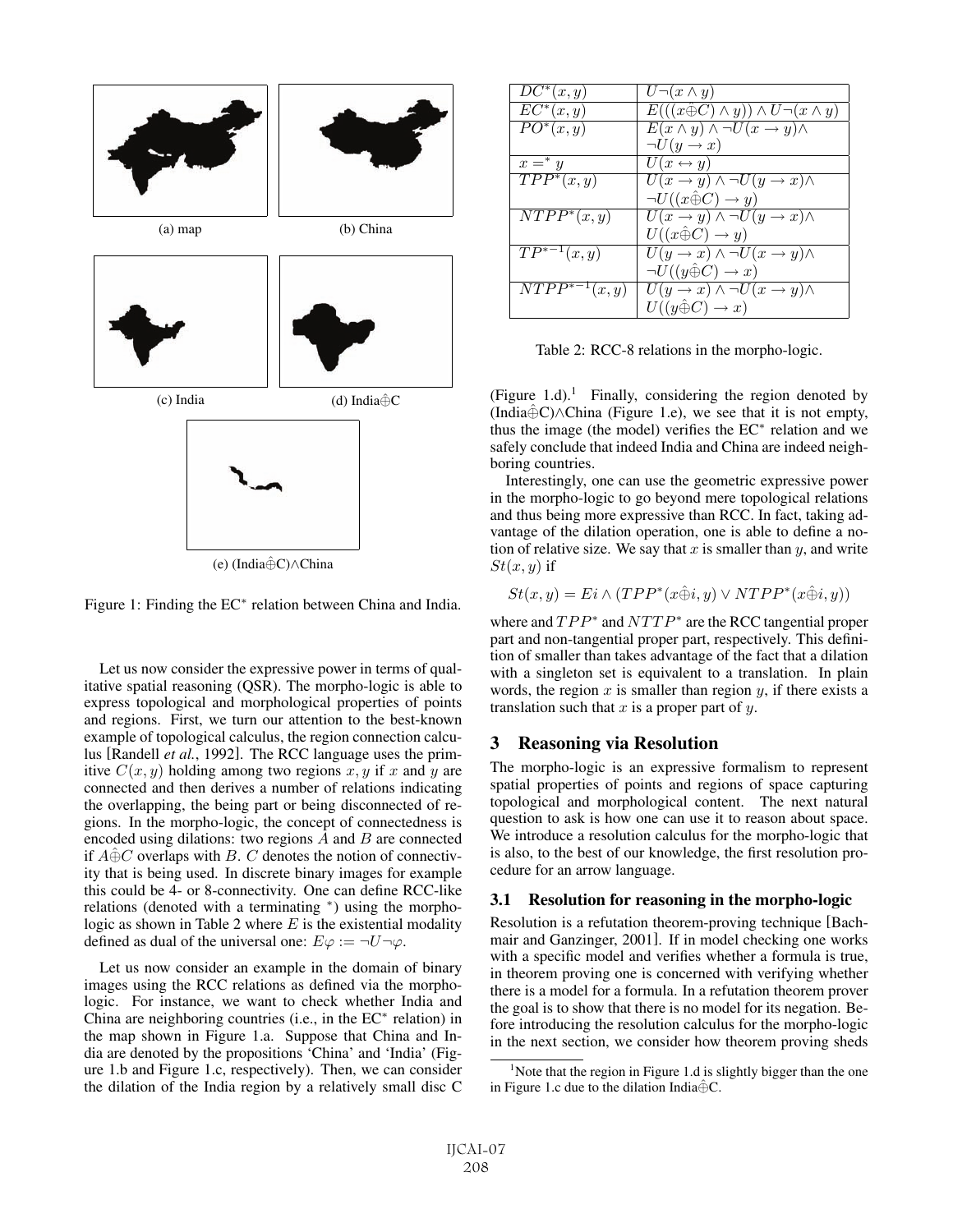(a) map

(b) China

(c) India

(d) India$\hat{\oplus}$C

(e) (India$\hat{\oplus}$C)$\wedge$China

Figure 1: Finding the EC* relation between China and India.

Let us now consider the expressive power in terms of qualitative spatial reasoning (QSR). The morpho-logic is able to express topological and morphological properties of points and regions. First, we turn our attention to the best-known example of topological calculus, the region connection calculus [Randell *et al.*, 1992]. The RCC language uses the primitive $C(x, y)$ holding among two regions $x, y$ if $x$ and $y$ are connected and then derives a number of relations indicating the overlapping, the being part or being disconnected of regions. In the morpho-logic, the concept of connectedness is encoded using dilations: two regions $A$ and $B$ are connected if $A\hat{\oplus}C$ overlaps with $B$. $C$ denotes the notion of connectivity that is being used. In discrete binary images for example this could be 4- or 8-connectivity. One can define RCC-like relations (denoted with a terminating $^*$) using the morpho-logic as shown in Table 2 where $E$ is the existential modality defined as dual of the universal one: $E\varphi := \neg U \neg \varphi$.

Let us now consider an example in the domain of binary images using the RCC relations as defined via the morpho-logic. For instance, we want to check whether India and China are neighboring countries (i.e., in the EC* relation) in the map shown in Figure 1.a. Suppose that China and India are denoted by the propositions 'China' and 'India' (Figure 1.b and Figure 1.c, respectively). Then, we can consider the dilation of the India region by a relatively small disc C (Figure 1.d).[1] Finally, considering the region denoted by (India$\hat{\oplus}$C)$\wedge$China (Figure 1.e), we see that it is not empty, thus the image (the model) verifies the EC* relation and we safely conclude that indeed India and China are indeed neighboring countries.

| | |
|---|---|
| $DC^*(x, y)$ | $U\neg(x \wedge y)$ |
| $EC^*(x, y)$ | $E(((x\hat{\oplus}C) \wedge y)) \wedge U\neg(x \wedge y)$ |
| $PO^*(x, y)$ | $E(x \wedge y) \wedge \neg U(x \rightarrow y) \wedge$ $\neg U(y \rightarrow x)$ |
| $x =^* y$ | $U(x \leftrightarrow y)$ |
| $TPP^*(x, y)$ | $U(x \rightarrow y) \wedge \neg U(y \rightarrow x) \wedge$ $\neg U((x\hat{\oplus}C) \rightarrow y)$ |
| $NTPP^*(x, y)$ | $U(x \rightarrow y) \wedge \neg U(y \rightarrow x) \wedge$ $U((x\hat{\oplus}C) \rightarrow y)$ |
| $TP^{*-1}(x, y)$ | $U(y \rightarrow x) \wedge \neg U(x \rightarrow y) \wedge$ $\neg U((y\hat{\oplus}C) \rightarrow x)$ |
| $NTPP^{*-1}(x, y)$ | $U(y \rightarrow x) \wedge \neg U(x \rightarrow y) \wedge$ $U((y\hat{\oplus}C) \rightarrow x)$ |

Table 2: RCC-8 relations in the morpho-logic.

Interestingly, one can use the geometric expressive power in the morpho-logic to go beyond mere topological relations and thus being more expressive than RCC. In fact, taking advantage of the dilation operation, one is able to define a notion of relative size. We say that $x$ is smaller than $y$, and write $St(x, y)$ if

$$St(x, y) = Ei \wedge (TPP^*(x\hat{\oplus}i, y) \vee NTPP^*(x\hat{\oplus}i, y))$$

where and $TPP^*$ and $NTTP^*$ are the RCC tangential proper part and non-tangential proper part, respectively. This definition of smaller than takes advantage of the fact that a dilation with a singleton set is equivalent to a translation. In plain words, the region $x$ is smaller than region $y$, if there exists a translation such that $x$ is a proper part of $y$.

## 3 Reasoning via Resolution

The morpho-logic is an expressive formalism to represent spatial properties of points and regions of space capturing topological and morphological content. The next natural question to ask is how one can use it to reason about space. We introduce a resolution calculus for the morpho-logic that is also, to the best of our knowledge, the first resolution procedure for an arrow language.

### 3.1 Resolution for reasoning in the morpho-logic

Resolution is a refutation theorem-proving technique [Bachmair and Ganzinger, 2001]. If in model checking one works with a specific model and verifies whether a formula is true, in theorem proving one is concerned with verifying whether there is a model for a formula. In a refutation theorem prover the goal is to show that there is no model for its negation. Before introducing the resolution calculus for the morpho-logic in the next section, we consider how theorem proving sheds

[1] Note that the region in Figure 1.d is slightly bigger than the one in Figure 1.c due to the dilation India$\hat{\oplus}$C.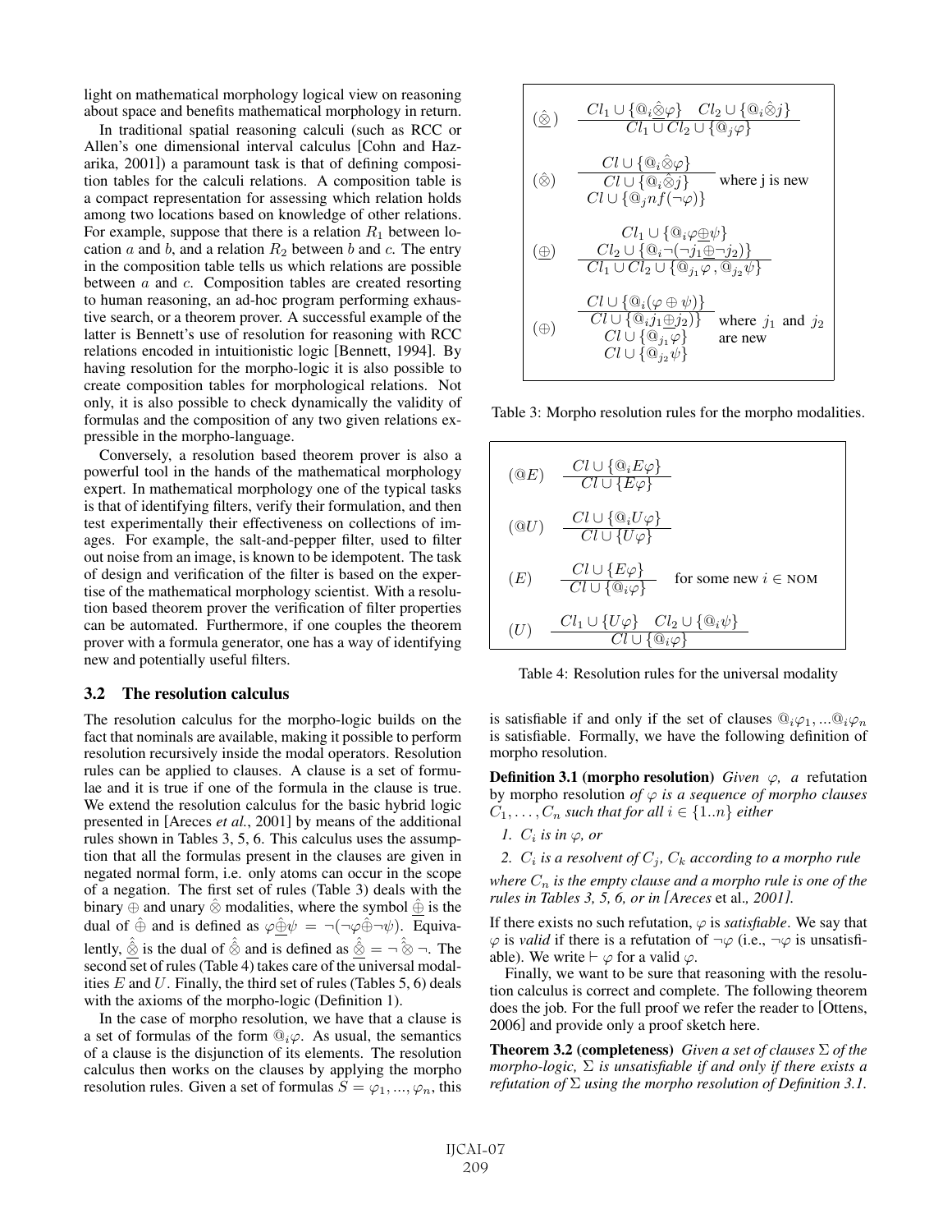light on mathematical morphology logical view on reasoning about space and benefits mathematical morphology in return.

In traditional spatial reasoning calculi (such as RCC or Allen's one dimensional interval calculus [Cohn and Hazarika, 2001]) a paramount task is that of defining composition tables for the calculi relations. A composition table is a compact representation for assessing which relation holds among two locations based on knowledge of other relations. For example, suppose that there is a relation $R_1$ between location $a$ and $b$, and a relation $R_2$ between $b$ and $c$. The entry in the composition table tells us which relations are possible between $a$ and $c$. Composition tables are created resorting to human reasoning, an ad-hoc program performing exhaustive search, or a theorem prover. A successful example of the latter is Bennett's use of resolution for reasoning with RCC relations encoded in intuitionistic logic [Bennett, 1994]. By having resolution for the morpho-logic it is also possible to create composition tables for morphological relations. Not only, it is also possible to check dynamically the validity of formulas and the composition of any two given relations expressible in the morpho-language.

Conversely, a resolution based theorem prover is also a powerful tool in the hands of the mathematical morphology expert. In mathematical morphology one of the typical tasks is that of identifying filters, verify their formulation, and then test experimentally their effectiveness on collections of images. For example, the salt-and-pepper filter, used to filter out noise from an image, is known to be idempotent. The task of design and verification of the filter is based on the expertise of the mathematical morphology scientist. With a resolution based theorem prover the verification of filter properties can be automated. Furthermore, if one couples the theorem prover with a formula generator, one has a way of identifying new and potentially useful filters.

## 3.2 The resolution calculus

The resolution calculus for the morpho-logic builds on the fact that nominals are available, making it possible to perform resolution recursively inside the modal operators. Resolution rules can be applied to clauses. A clause is a set of formulae and it is true if one of the formula in the clause is true. We extend the resolution calculus for the basic hybrid logic presented in [Areces *et al.*, 2001] by means of the additional rules shown in Tables 3, 5, 6. This calculus uses the assumption that all the formulas present in the clauses are given in negated normal form, i.e. only atoms can occur in the scope of a negation. The first set of rules (Table 3) deals with the binary $\oplus$ and unary $\hat{\otimes}$ modalities, where the symbol $\hat{\underline{\oplus}}$ is the dual of $\hat{\oplus}$ and is defined as $\varphi\hat{\underline{\oplus}}\psi = \neg(\neg\varphi\hat{\oplus}\neg\psi)$. Equivalently, $\hat{\underline{\otimes}}$ is the dual of $\hat{\otimes}$ and is defined as $\hat{\underline{\otimes}} = \neg\hat{\otimes}\neg$. The second set of rules (Table 4) takes care of the universal modalities $E$ and $U$. Finally, the third set of rules (Tables 5, 6) deals with the axioms of the morpho-logic (Definition 1).

In the case of morpho resolution, we have that a clause is a set of formulas of the form $@_i\varphi$. As usual, the semantics of a clause is the disjunction of its elements. The resolution calculus then works on the clauses by applying the morpho resolution rules. Given a set of formulas $S = \varphi_1, ..., \varphi_n$, this is satisfiable if and only if the set of clauses $@_i\varphi_1, ...@_i\varphi_n$ is satisfiable. Formally, we have the following definition of morpho resolution.

$$(\hat{\underline{\otimes}})\quad \frac{Cl_1 \cup \{@_i\hat{\underline{\otimes}}\varphi\} \quad Cl_2 \cup \{@_i\hat{\otimes}j\}}{Cl_1 \cup Cl_2 \cup \{@_j\varphi\}}$$

$$(\hat{\otimes})\quad \frac{Cl \cup \{@_i\hat{\otimes}\varphi\}}{\begin{array}{c} Cl \cup \{@_i\hat{\otimes}j\} \\ Cl \cup \{@_j nf(\neg\varphi)\}\end{array}} \text{ where j is new}$$

$$(\underline{\oplus})\quad \frac{\begin{array}{c}Cl_1 \cup \{@_i\varphi\underline{\oplus}\psi\} \\ Cl_2 \cup \{@_i\neg(\neg j_1\underline{\oplus}\neg j_2)\}\end{array}}{Cl_1 \cup Cl_2 \cup \{@_{j_1}\varphi, @_{j_2}\psi\}}$$

$$(\oplus)\quad \frac{Cl \cup \{@_i(\varphi \oplus \psi)\}}{\begin{array}{c} Cl \cup \{@_i j_1\underline{\oplus}j_2)\} \\ Cl \cup \{@_{j_1}\varphi\} \\ Cl \cup \{@_{j_2}\psi\}\end{array}} \text{ where } j_1 \text{ and } j_2 \text{ are new}$$

Table 3: Morpho resolution rules for the morpho modalities.

$$(@E)\quad \frac{Cl \cup \{@_iE\varphi\}}{Cl \cup \{E\varphi\}}$$

$$(@U)\quad \frac{Cl \cup \{@_iU\varphi\}}{Cl \cup \{U\varphi\}}$$

$$(E)\quad \frac{Cl \cup \{E\varphi\}}{Cl \cup \{@_i\varphi\}} \quad \text{for some new } i \in \text{NOM}$$

$$(U)\quad \frac{Cl_1 \cup \{U\varphi\} \quad Cl_2 \cup \{@_i\psi\}}{Cl \cup \{@_i\varphi\}}$$

Table 4: Resolution rules for the universal modality

**Definition 3.1 (morpho resolution)** *Given* $\varphi$, *a* refutation by morpho resolution *of* $\varphi$ *is a sequence of morpho clauses* $C_1, \ldots, C_n$ *such that for all* $i \in \{1..n\}$ *either*

1. $C_i$ *is in* $\varphi$, *or*
2. $C_i$ *is a resolvent of* $C_j$, $C_k$ *according to a morpho rule*

*where* $C_n$ *is the empty clause and a morpho rule is one of the rules in Tables 3, 5, 6, or in [Areces* et al.*, 2001].*

If there exists no such refutation, $\varphi$ is *satisfiable*. We say that $\varphi$ is *valid* if there is a refutation of $\neg\varphi$ (i.e., $\neg\varphi$ is unsatisfiable). We write $\vdash \varphi$ for a valid $\varphi$.

Finally, we want to be sure that reasoning with the resolution calculus is correct and complete. The following theorem does the job. For the full proof we refer the reader to [Ottens, 2006] and provide only a proof sketch here.

**Theorem 3.2 (completeness)** *Given a set of clauses* $\Sigma$ *of the morpho-logic,* $\Sigma$ *is unsatisfiable if and only if there exists a refutation of* $\Sigma$ *using the morpho resolution of Definition 3.1.*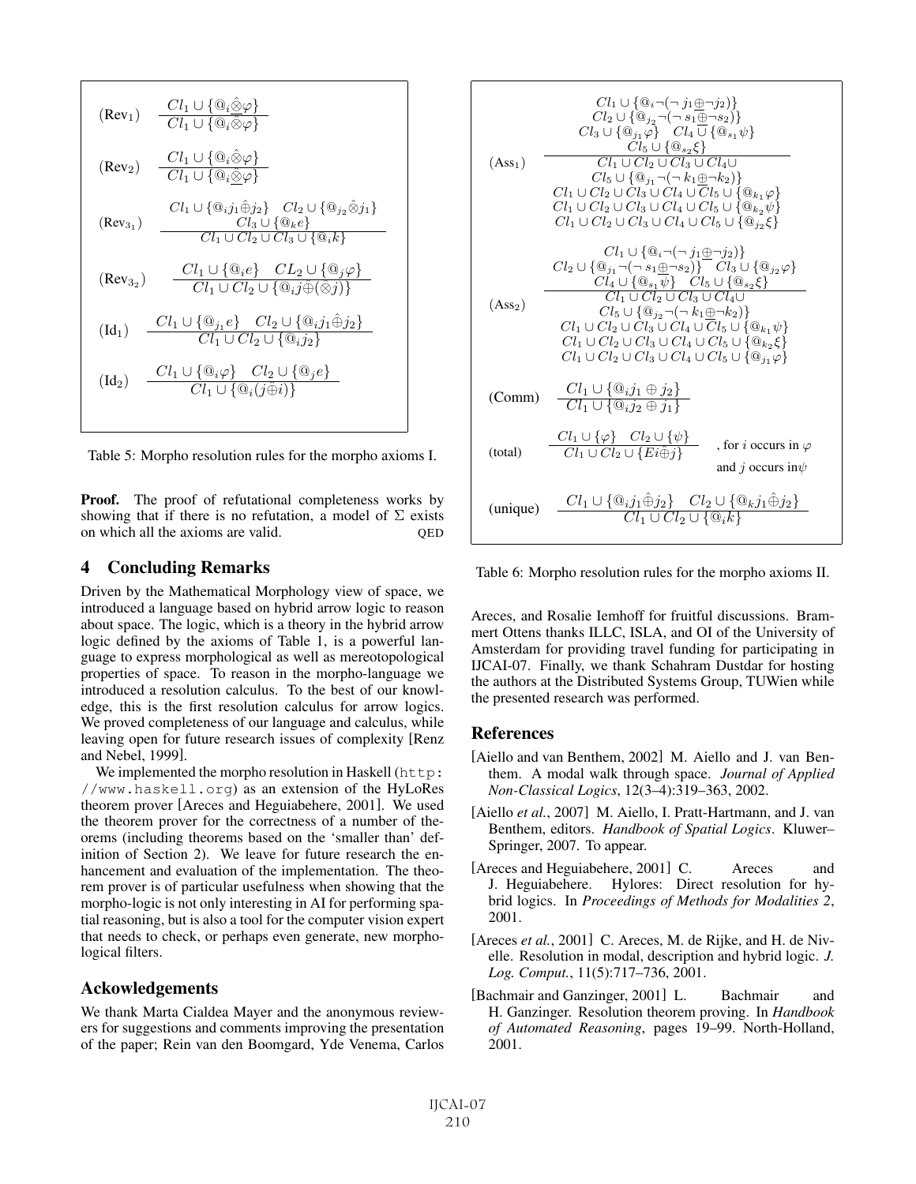(Rev$_1$) $\dfrac{Cl_1 \cup \{@_i \hat{\otimes} \varphi\}}{Cl_1 \cup \{@_i \bar{\hat{\otimes}} \varphi\}}$

(Rev$_2$) $\dfrac{Cl_1 \cup \{@_i \hat{\otimes} \varphi\}}{Cl_1 \cup \{@_i \underline{\otimes} \varphi\}}$

(Rev$_{3_1}$) $\dfrac{Cl_1 \cup \{@_i j_1 \hat{\oplus} j_2\} \quad Cl_2 \cup \{@_{j_2} \hat{\otimes} j_1\} \quad Cl_3 \cup \{@_k e\}}{Cl_1 \cup Cl_2 \cup Cl_3 \cup \{@_i k\}}$

(Rev$_{3_2}$) $\dfrac{Cl_1 \cup \{@_i e\} \quad CL_2 \cup \{@_j \varphi\}}{Cl_1 \cup Cl_2 \cup \{@_i j \hat{\oplus} (\hat{\otimes} j)\}}$

(Id$_1$) $\dfrac{Cl_1 \cup \{@_{j_1} e\} \quad Cl_2 \cup \{@_i j_1 \hat{\oplus} j_2\}}{Cl_1 \cup Cl_2 \cup \{@_i j_2\}}$

(Id$_2$) $\dfrac{Cl_1 \cup \{@_i \varphi\} \quad Cl_2 \cup \{@_j e\}}{Cl_1 \cup \{@_i (j \hat{\oplus} i)\}}$

Table 5: Morpho resolution rules for the morpho axioms I.

(Ass$_1$) $\dfrac{Cl_1 \cup \{@_i \neg(\neg j_1 \underline{\oplus} \neg j_2)\} \quad Cl_2 \cup \{@_{j_2} \neg(\neg s_1 \underline{\oplus} \neg s_2)\} \quad Cl_3 \cup \{@_{j_1} \varphi\} \quad Cl_4 \cup \{@_{s_1} \psi\} \quad Cl_5 \cup \{@_{s_2} \xi\}}{\begin{array}{c} Cl_1 \cup Cl_2 \cup Cl_3 \cup Cl_4 \cup Cl_5 \cup \{@_{j_1} \neg(\neg k_1 \underline{\oplus} \neg k_2)\} \\ Cl_1 \cup Cl_2 \cup Cl_3 \cup Cl_4 \cup Cl_5 \cup \{@_{k_1} \varphi\} \\ Cl_1 \cup Cl_2 \cup Cl_3 \cup Cl_4 \cup Cl_5 \cup \{@_{k_2} \psi\} \\ Cl_1 \cup Cl_2 \cup Cl_3 \cup Cl_4 \cup Cl_5 \cup \{@_{j_2} \xi\} \end{array}}$

(Ass$_2$) $\dfrac{Cl_1 \cup \{@_i \neg(\neg j_1 \underline{\oplus} \neg j_2)\} \quad Cl_2 \cup \{@_{j_1} \neg(\neg s_1 \underline{\oplus} \neg s_2)\} \quad Cl_3 \cup \{@_{j_2} \varphi\} \quad Cl_4 \cup \{@_{s_1} \psi\} \quad Cl_5 \cup \{@_{s_2} \xi\}}{\begin{array}{c} Cl_1 \cup Cl_2 \cup Cl_3 \cup Cl_4 \cup Cl_5 \cup \{@_{j_2} \neg(\neg k_1 \underline{\oplus} \neg k_2)\} \\ Cl_1 \cup Cl_2 \cup Cl_3 \cup Cl_4 \cup Cl_5 \cup \{@_{k_1} \psi\} \\ Cl_1 \cup Cl_2 \cup Cl_3 \cup Cl_4 \cup Cl_5 \cup \{@_{k_2} \xi\} \\ Cl_1 \cup Cl_2 \cup Cl_3 \cup Cl_4 \cup Cl_5 \cup \{@_{j_1} \varphi\} \end{array}}$

(Comm) $\dfrac{Cl_1 \cup \{@_i j_1 \oplus j_2\}}{Cl_1 \cup \{@_i j_2 \oplus j_1\}}$

(total) $\dfrac{Cl_1 \cup \{\varphi\} \quad Cl_2 \cup \{\psi\}}{Cl_1 \cup Cl_2 \cup \{E i \hat{\oplus} j\}}$ , for $i$ occurs in $\varphi$ and $j$ occurs in $\psi$

(unique) $\dfrac{Cl_1 \cup \{@_i j_1 \hat{\oplus} j_2\} \quad Cl_2 \cup \{@_k j_1 \hat{\oplus} j_2\}}{Cl_1 \cup Cl_2 \cup \{@_i k\}}$

Table 6: Morpho resolution rules for the morpho axioms II.

**Proof.** The proof of refutational completeness works by showing that if there is no refutation, a model of $\Sigma$ exists on which all the axioms are valid. QED

## 4 Concluding Remarks

Driven by the Mathematical Morphology view of space, we introduced a language based on hybrid arrow logic to reason about space. The logic, which is a theory in the hybrid arrow logic defined by the axioms of Table 1, is a powerful language to express morphological as well as mereotopological properties of space. To reason in the morpho-language we introduced a resolution calculus. To the best of our knowledge, this is the first resolution calculus for arrow logics. We proved completeness of our language and calculus, while leaving open for future research issues of complexity [Renz and Nebel, 1999].

We implemented the morpho resolution in Haskell (http://www.haskell.org) as an extension of the HyLoRes theorem prover [Areces and Heguiabehere, 2001]. We used the theorem prover for the correctness of a number of theorems (including theorems based on the 'smaller than' definition of Section 2). We leave for future research the enhancement and evaluation of the implementation. The theorem prover is of particular usefulness when showing that the morpho-logic is not only interesting in AI for performing spatial reasoning, but is also a tool for the computer vision expert that needs to check, or perhaps even generate, new morphological filters.

## Ackowledgements

We thank Marta Cialdea Mayer and the anonymous reviewers for suggestions and comments improving the presentation of the paper; Rein van den Boomgard, Yde Venema, Carlos Areces, and Rosalie Iemhoff for fruitful discussions. Brammert Ottens thanks ILLC, ISLA, and OI of the University of Amsterdam for providing travel funding for participating in IJCAI-07. Finally, we thank Schahram Dustdar for hosting the authors at the Distributed Systems Group, TUWien while the presented research was performed.

## References

[Aiello and van Benthem, 2002] M. Aiello and J. van Benthem. A modal walk through space. *Journal of Applied Non-Classical Logics*, 12(3–4):319–363, 2002.

[Aiello *et al.*, 2007] M. Aiello, I. Pratt-Hartmann, and J. van Benthem, editors. *Handbook of Spatial Logics*. Kluwer–Springer, 2007. To appear.

[Areces and Heguiabehere, 2001] C. Areces and J. Heguiabehere. Hylores: Direct resolution for hybrid logics. In *Proceedings of Methods for Modalities 2*, 2001.

[Areces *et al.*, 2001] C. Areces, M. de Rijke, and H. de Nivelle. Resolution in modal, description and hybrid logic. *J. Log. Comput.*, 11(5):717–736, 2001.

[Bachmair and Ganzinger, 2001] L. Bachmair and H. Ganzinger. Resolution theorem proving. In *Handbook of Automated Reasoning*, pages 19–99. North-Holland, 2001.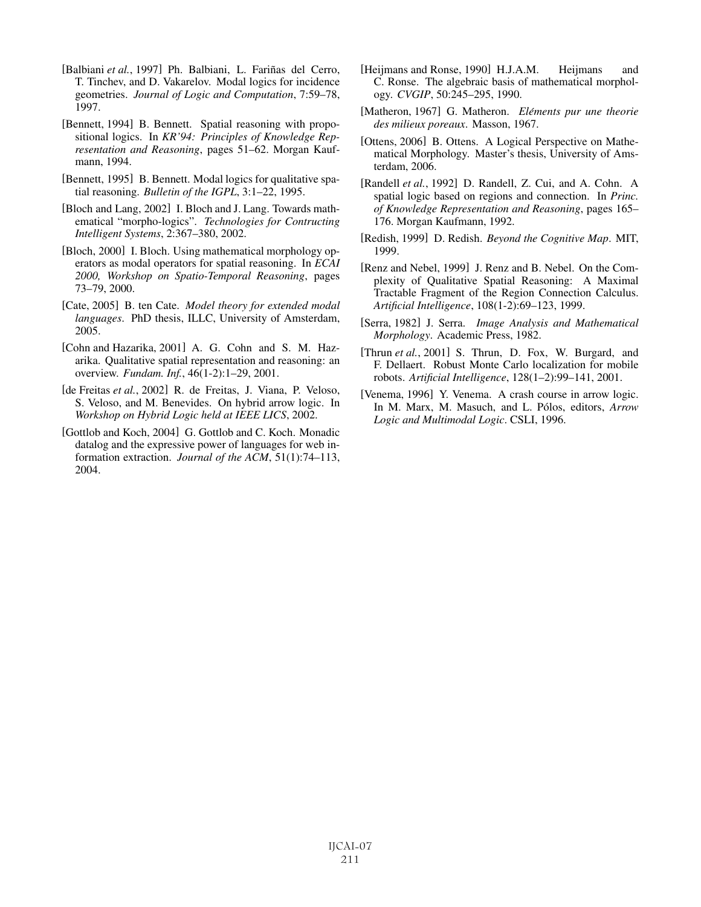[Balbiani *et al.*, 1997] Ph. Balbiani, L. Fariñas del Cerro, T. Tinchev, and D. Vakarelov. Modal logics for incidence geometries. *Journal of Logic and Computation*, 7:59–78, 1997.

[Bennett, 1994] B. Bennett. Spatial reasoning with propositional logics. In *KR'94: Principles of Knowledge Representation and Reasoning*, pages 51–62. Morgan Kaufmann, 1994.

[Bennett, 1995] B. Bennett. Modal logics for qualitative spatial reasoning. *Bulletin of the IGPL*, 3:1–22, 1995.

[Bloch and Lang, 2002] I. Bloch and J. Lang. Towards mathematical "morpho-logics". *Technologies for Contructing Intelligent Systems*, 2:367–380, 2002.

[Bloch, 2000] I. Bloch. Using mathematical morphology operators as modal operators for spatial reasoning. In *ECAI 2000, Workshop on Spatio-Temporal Reasoning*, pages 73–79, 2000.

[Cate, 2005] B. ten Cate. *Model theory for extended modal languages*. PhD thesis, ILLC, University of Amsterdam, 2005.

[Cohn and Hazarika, 2001] A. G. Cohn and S. M. Hazarika. Qualitative spatial representation and reasoning: an overview. *Fundam. Inf.*, 46(1-2):1–29, 2001.

[de Freitas *et al.*, 2002] R. de Freitas, J. Viana, P. Veloso, S. Veloso, and M. Benevides. On hybrid arrow logic. In *Workshop on Hybrid Logic held at IEEE LICS*, 2002.

[Gottlob and Koch, 2004] G. Gottlob and C. Koch. Monadic datalog and the expressive power of languages for web information extraction. *Journal of the ACM*, 51(1):74–113, 2004.

[Heijmans and Ronse, 1990] H.J.A.M. Heijmans and C. Ronse. The algebraic basis of mathematical morphology. *CVGIP*, 50:245–295, 1990.

[Matheron, 1967] G. Matheron. *Eléments pur une theorie des milieux poreaux*. Masson, 1967.

[Ottens, 2006] B. Ottens. A Logical Perspective on Mathematical Morphology. Master's thesis, University of Amsterdam, 2006.

[Randell *et al.*, 1992] D. Randell, Z. Cui, and A. Cohn. A spatial logic based on regions and connection. In *Princ. of Knowledge Representation and Reasoning*, pages 165–176. Morgan Kaufmann, 1992.

[Redish, 1999] D. Redish. *Beyond the Cognitive Map*. MIT, 1999.

[Renz and Nebel, 1999] J. Renz and B. Nebel. On the Complexity of Qualitative Spatial Reasoning: A Maximal Tractable Fragment of the Region Connection Calculus. *Artificial Intelligence*, 108(1-2):69–123, 1999.

[Serra, 1982] J. Serra. *Image Analysis and Mathematical Morphology*. Academic Press, 1982.

[Thrun *et al.*, 2001] S. Thrun, D. Fox, W. Burgard, and F. Dellaert. Robust Monte Carlo localization for mobile robots. *Artificial Intelligence*, 128(1–2):99–141, 2001.

[Venema, 1996] Y. Venema. A crash course in arrow logic. In M. Marx, M. Masuch, and L. Pólos, editors, *Arrow Logic and Multimodal Logic*. CSLI, 1996.